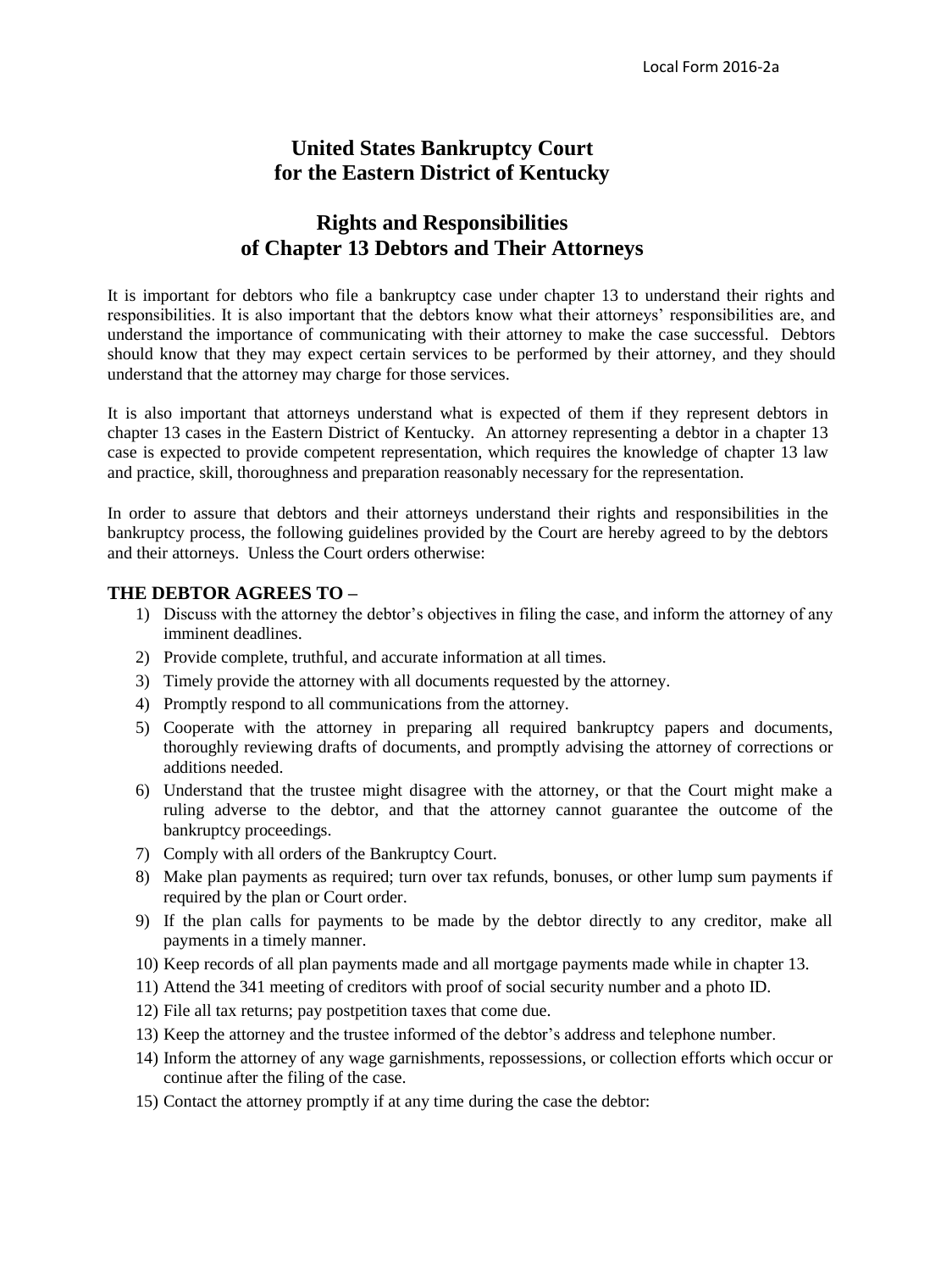Local Form 2016-2a

# United States Bankruptcy Court
# for the Eastern District of Kentucky

## Rights and Responsibilities
## of Chapter 13 Debtors and Their Attorneys

It is important for debtors who file a bankruptcy case under chapter 13 to understand their rights and responsibilities. It is also important that the debtors know what their attorneys' responsibilities are, and understand the importance of communicating with their attorney to make the case successful. Debtors should know that they may expect certain services to be performed by their attorney, and they should understand that the attorney may charge for those services.

It is also important that attorneys understand what is expected of them if they represent debtors in chapter 13 cases in the Eastern District of Kentucky. An attorney representing a debtor in a chapter 13 case is expected to provide competent representation, which requires the knowledge of chapter 13 law and practice, skill, thoroughness and preparation reasonably necessary for the representation.

In order to assure that debtors and their attorneys understand their rights and responsibilities in the bankruptcy process, the following guidelines provided by the Court are hereby agreed to by the debtors and their attorneys. Unless the Court orders otherwise:

### THE DEBTOR AGREES TO –

1) Discuss with the attorney the debtor's objectives in filing the case, and inform the attorney of any imminent deadlines.
2) Provide complete, truthful, and accurate information at all times.
3) Timely provide the attorney with all documents requested by the attorney.
4) Promptly respond to all communications from the attorney.
5) Cooperate with the attorney in preparing all required bankruptcy papers and documents, thoroughly reviewing drafts of documents, and promptly advising the attorney of corrections or additions needed.
6) Understand that the trustee might disagree with the attorney, or that the Court might make a ruling adverse to the debtor, and that the attorney cannot guarantee the outcome of the bankruptcy proceedings.
7) Comply with all orders of the Bankruptcy Court.
8) Make plan payments as required; turn over tax refunds, bonuses, or other lump sum payments if required by the plan or Court order.
9) If the plan calls for payments to be made by the debtor directly to any creditor, make all payments in a timely manner.
10) Keep records of all plan payments made and all mortgage payments made while in chapter 13.
11) Attend the 341 meeting of creditors with proof of social security number and a photo ID.
12) File all tax returns; pay postpetition taxes that come due.
13) Keep the attorney and the trustee informed of the debtor's address and telephone number.
14) Inform the attorney of any wage garnishments, repossessions, or collection efforts which occur or continue after the filing of the case.
15) Contact the attorney promptly if at any time during the case the debtor: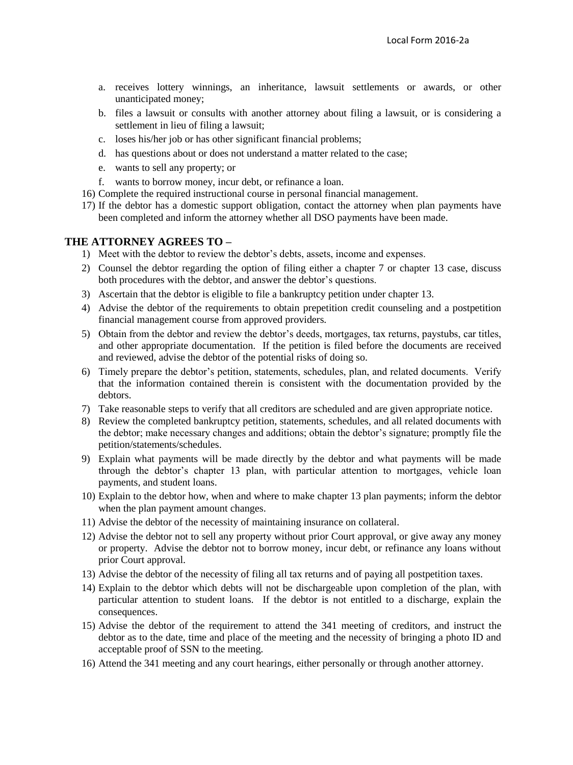a. receives lottery winnings, an inheritance, lawsuit settlements or awards, or other unanticipated money;
b. files a lawsuit or consults with another attorney about filing a lawsuit, or is considering a settlement in lieu of filing a lawsuit;
c. loses his/her job or has other significant financial problems;
d. has questions about or does not understand a matter related to the case;
e. wants to sell any property; or
f. wants to borrow money, incur debt, or refinance a loan.

16) Complete the required instructional course in personal financial management.
17) If the debtor has a domestic support obligation, contact the attorney when plan payments have been completed and inform the attorney whether all DSO payments have been made.

## THE ATTORNEY AGREES TO –

1) Meet with the debtor to review the debtor's debts, assets, income and expenses.
2) Counsel the debtor regarding the option of filing either a chapter 7 or chapter 13 case, discuss both procedures with the debtor, and answer the debtor's questions.
3) Ascertain that the debtor is eligible to file a bankruptcy petition under chapter 13.
4) Advise the debtor of the requirements to obtain prepetition credit counseling and a postpetition financial management course from approved providers.
5) Obtain from the debtor and review the debtor's deeds, mortgages, tax returns, paystubs, car titles, and other appropriate documentation. If the petition is filed before the documents are received and reviewed, advise the debtor of the potential risks of doing so.
6) Timely prepare the debtor's petition, statements, schedules, plan, and related documents. Verify that the information contained therein is consistent with the documentation provided by the debtors.
7) Take reasonable steps to verify that all creditors are scheduled and are given appropriate notice.
8) Review the completed bankruptcy petition, statements, schedules, and all related documents with the debtor; make necessary changes and additions; obtain the debtor's signature; promptly file the petition/statements/schedules.
9) Explain what payments will be made directly by the debtor and what payments will be made through the debtor's chapter 13 plan, with particular attention to mortgages, vehicle loan payments, and student loans.
10) Explain to the debtor how, when and where to make chapter 13 plan payments; inform the debtor when the plan payment amount changes.
11) Advise the debtor of the necessity of maintaining insurance on collateral.
12) Advise the debtor not to sell any property without prior Court approval, or give away any money or property. Advise the debtor not to borrow money, incur debt, or refinance any loans without prior Court approval.
13) Advise the debtor of the necessity of filing all tax returns and of paying all postpetition taxes.
14) Explain to the debtor which debts will not be dischargeable upon completion of the plan, with particular attention to student loans. If the debtor is not entitled to a discharge, explain the consequences.
15) Advise the debtor of the requirement to attend the 341 meeting of creditors, and instruct the debtor as to the date, time and place of the meeting and the necessity of bringing a photo ID and acceptable proof of SSN to the meeting.
16) Attend the 341 meeting and any court hearings, either personally or through another attorney.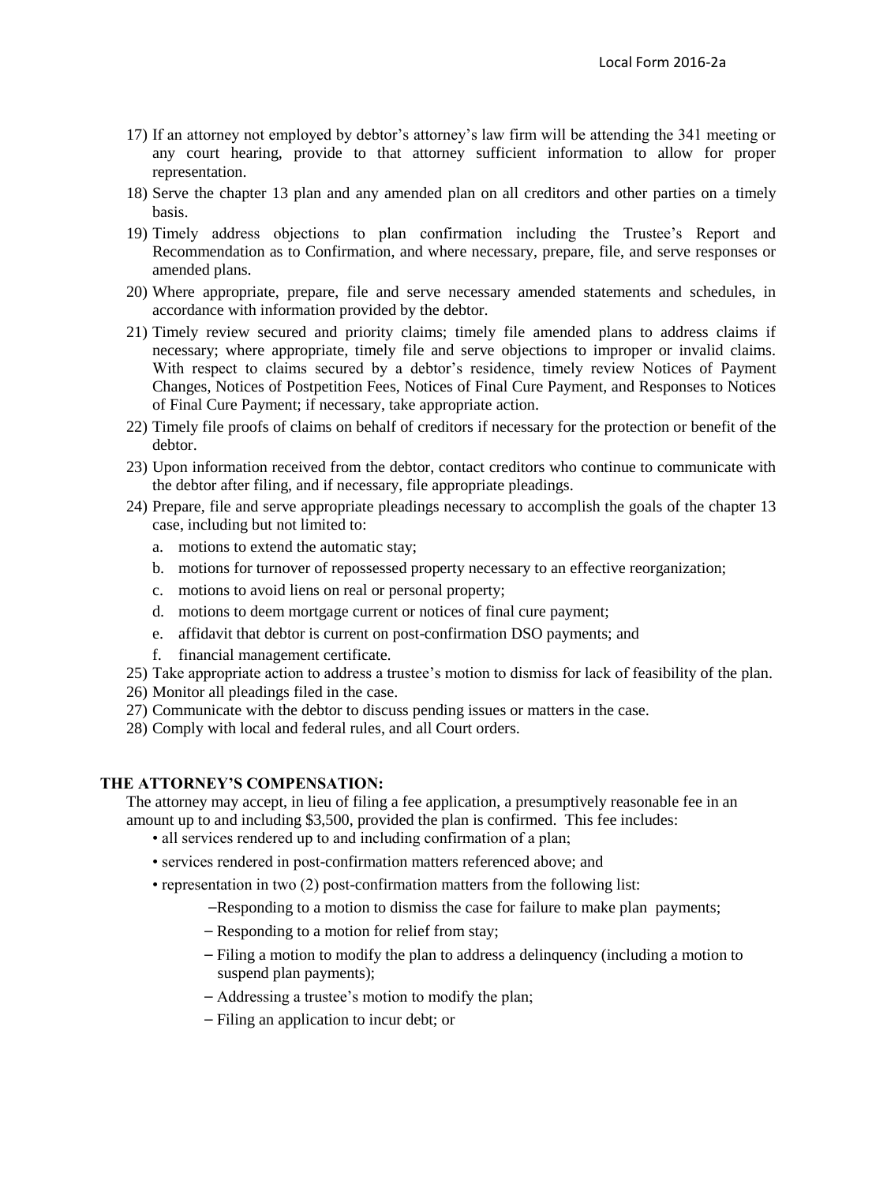17) If an attorney not employed by debtor's attorney's law firm will be attending the 341 meeting or any court hearing, provide to that attorney sufficient information to allow for proper representation.
18) Serve the chapter 13 plan and any amended plan on all creditors and other parties on a timely basis.
19) Timely address objections to plan confirmation including the Trustee's Report and Recommendation as to Confirmation, and where necessary, prepare, file, and serve responses or amended plans.
20) Where appropriate, prepare, file and serve necessary amended statements and schedules, in accordance with information provided by the debtor.
21) Timely review secured and priority claims; timely file amended plans to address claims if necessary; where appropriate, timely file and serve objections to improper or invalid claims. With respect to claims secured by a debtor's residence, timely review Notices of Payment Changes, Notices of Postpetition Fees, Notices of Final Cure Payment, and Responses to Notices of Final Cure Payment; if necessary, take appropriate action.
22) Timely file proofs of claims on behalf of creditors if necessary for the protection or benefit of the debtor.
23) Upon information received from the debtor, contact creditors who continue to communicate with the debtor after filing, and if necessary, file appropriate pleadings.
24) Prepare, file and serve appropriate pleadings necessary to accomplish the goals of the chapter 13 case, including but not limited to:
    a. motions to extend the automatic stay;
    b. motions for turnover of repossessed property necessary to an effective reorganization;
    c. motions to avoid liens on real or personal property;
    d. motions to deem mortgage current or notices of final cure payment;
    e. affidavit that debtor is current on post-confirmation DSO payments; and
    f. financial management certificate.
25) Take appropriate action to address a trustee's motion to dismiss for lack of feasibility of the plan.
26) Monitor all pleadings filed in the case.
27) Communicate with the debtor to discuss pending issues or matters in the case.
28) Comply with local and federal rules, and all Court orders.

**THE ATTORNEY'S COMPENSATION:**

The attorney may accept, in lieu of filing a fee application, a presumptively reasonable fee in an amount up to and including $3,500, provided the plan is confirmed. This fee includes:

- all services rendered up to and including confirmation of a plan;
- services rendered in post-confirmation matters referenced above; and
- representation in two (2) post-confirmation matters from the following list:
    - Responding to a motion to dismiss the case for failure to make plan payments;
    - Responding to a motion for relief from stay;
    - Filing a motion to modify the plan to address a delinquency (including a motion to suspend plan payments);
    - Addressing a trustee's motion to modify the plan;
    - Filing an application to incur debt; or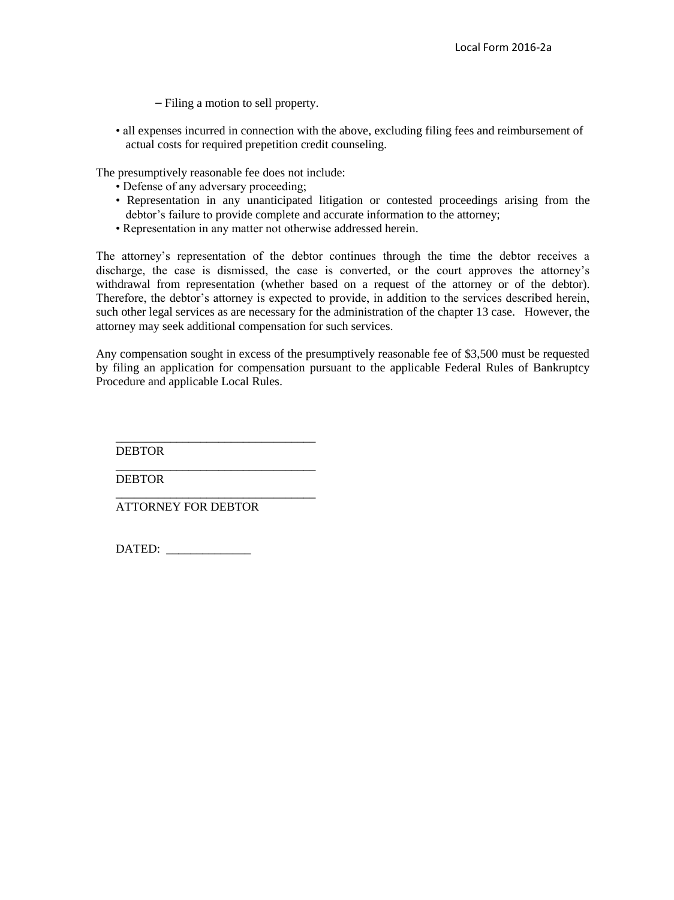– Filing a motion to sell property.

- all expenses incurred in connection with the above, excluding filing fees and reimbursement of actual costs for required prepetition credit counseling.

The presumptively reasonable fee does not include:

- Defense of any adversary proceeding;
- Representation in any unanticipated litigation or contested proceedings arising from the debtor's failure to provide complete and accurate information to the attorney;
- Representation in any matter not otherwise addressed herein.

The attorney's representation of the debtor continues through the time the debtor receives a discharge, the case is dismissed, the case is converted, or the court approves the attorney's withdrawal from representation (whether based on a request of the attorney or of the debtor). Therefore, the debtor's attorney is expected to provide, in addition to the services described herein, such other legal services as are necessary for the administration of the chapter 13 case. However, the attorney may seek additional compensation for such services.

Any compensation sought in excess of the presumptively reasonable fee of $3,500 must be requested by filing an application for compensation pursuant to the applicable Federal Rules of Bankruptcy Procedure and applicable Local Rules.

_________________________________
DEBTOR

_________________________________
DEBTOR

_________________________________
ATTORNEY FOR DEBTOR

DATED: ______________